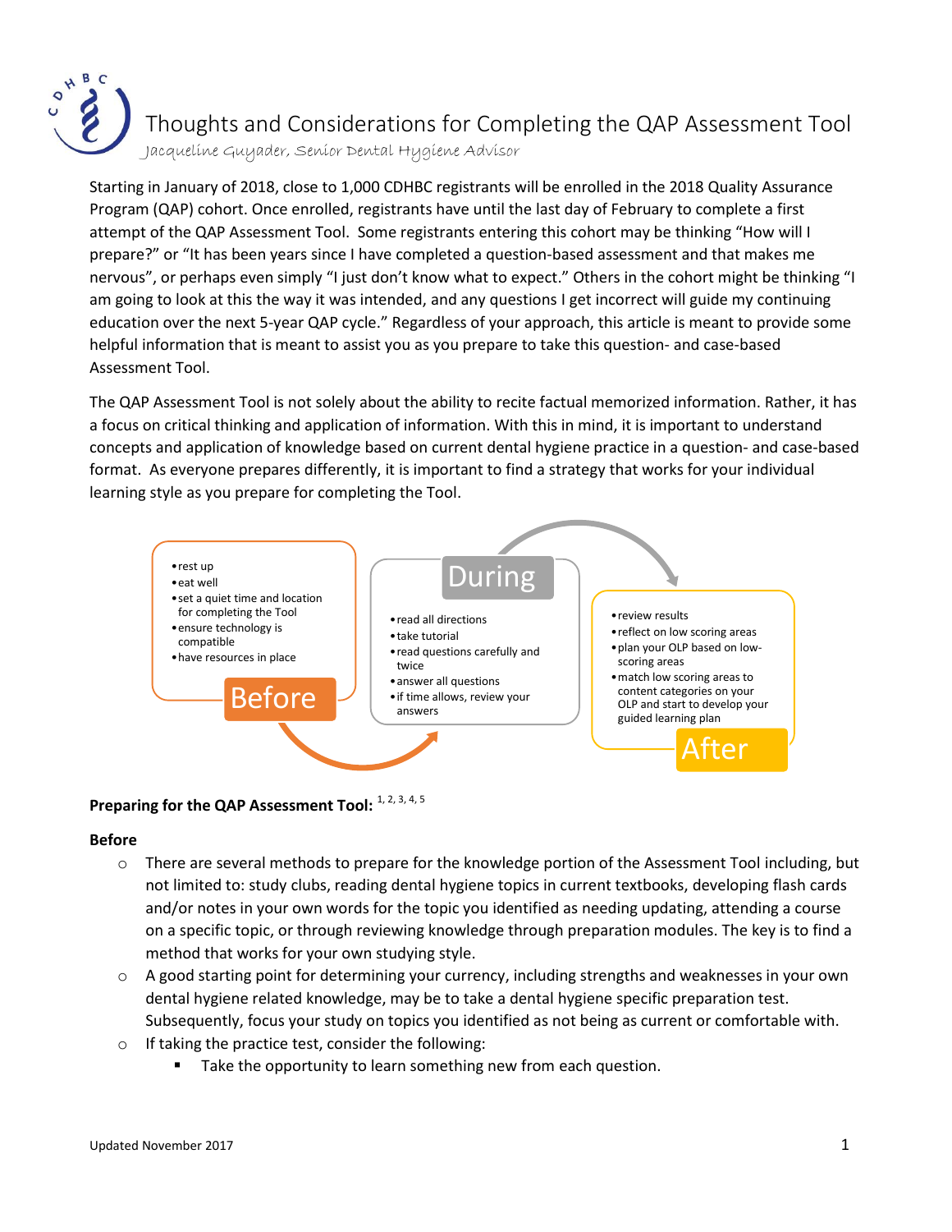# Thoughts and Considerations for Completing the QAP Assessment Tool

*Jacqueline Guyader, Senior Dental Hygiene Advisor*

Starting in January of 2018, close to 1,000 CDHBC registrants will be enrolled in the 2018 Quality Assurance Program (QAP) cohort. Once enrolled, registrants have until the last day of February to complete a first attempt of the QAP Assessment Tool. Some registrants entering this cohort may be thinking "How will I prepare?" or "It has been years since I have completed a question-based assessment and that makes me nervous", or perhaps even simply "I just don't know what to expect." Others in the cohort might be thinking "I am going to look at this the way it was intended, and any questions I get incorrect will guide my continuing education over the next 5-year QAP cycle." Regardless of your approach, this article is meant to provide some helpful information that is meant to assist you as you prepare to take this question- and case-based Assessment Tool.

The QAP Assessment Tool is not solely about the ability to recite factual memorized information. Rather, it has a focus on critical thinking and application of information. With this in mind, it is important to understand concepts and application of knowledge based on current dental hygiene practice in a question- and case-based format. As everyone prepares differently, it is important to find a strategy that works for your individual learning style as you prepare for completing the Tool.

**Before**
- rest up
- eat well
- set a quiet time and location for completing the Tool
- ensure technology is compatible
- have resources in place

**During**
- read all directions
- take tutorial
- read questions carefully and twice
- answer all questions
- if time allows, review your answers

**After**
- review results
- reflect on low scoring areas
- plan your OLP based on low-scoring areas
- match low scoring areas to content categories on your OLP and start to develop your guided learning plan

**Preparing for the QAP Assessment Tool:** [1, 2, 3, 4, 5]

**Before**

- There are several methods to prepare for the knowledge portion of the Assessment Tool including, but not limited to: study clubs, reading dental hygiene topics in current textbooks, developing flash cards and/or notes in your own words for the topic you identified as needing updating, attending a course on a specific topic, or through reviewing knowledge through preparation modules. The key is to find a method that works for your own studying style.
- A good starting point for determining your currency, including strengths and weaknesses in your own dental hygiene related knowledge, may be to take a dental hygiene specific preparation test. Subsequently, focus your study on topics you identified as not being as current or comfortable with.
- If taking the practice test, consider the following:
  - Take the opportunity to learn something new from each question.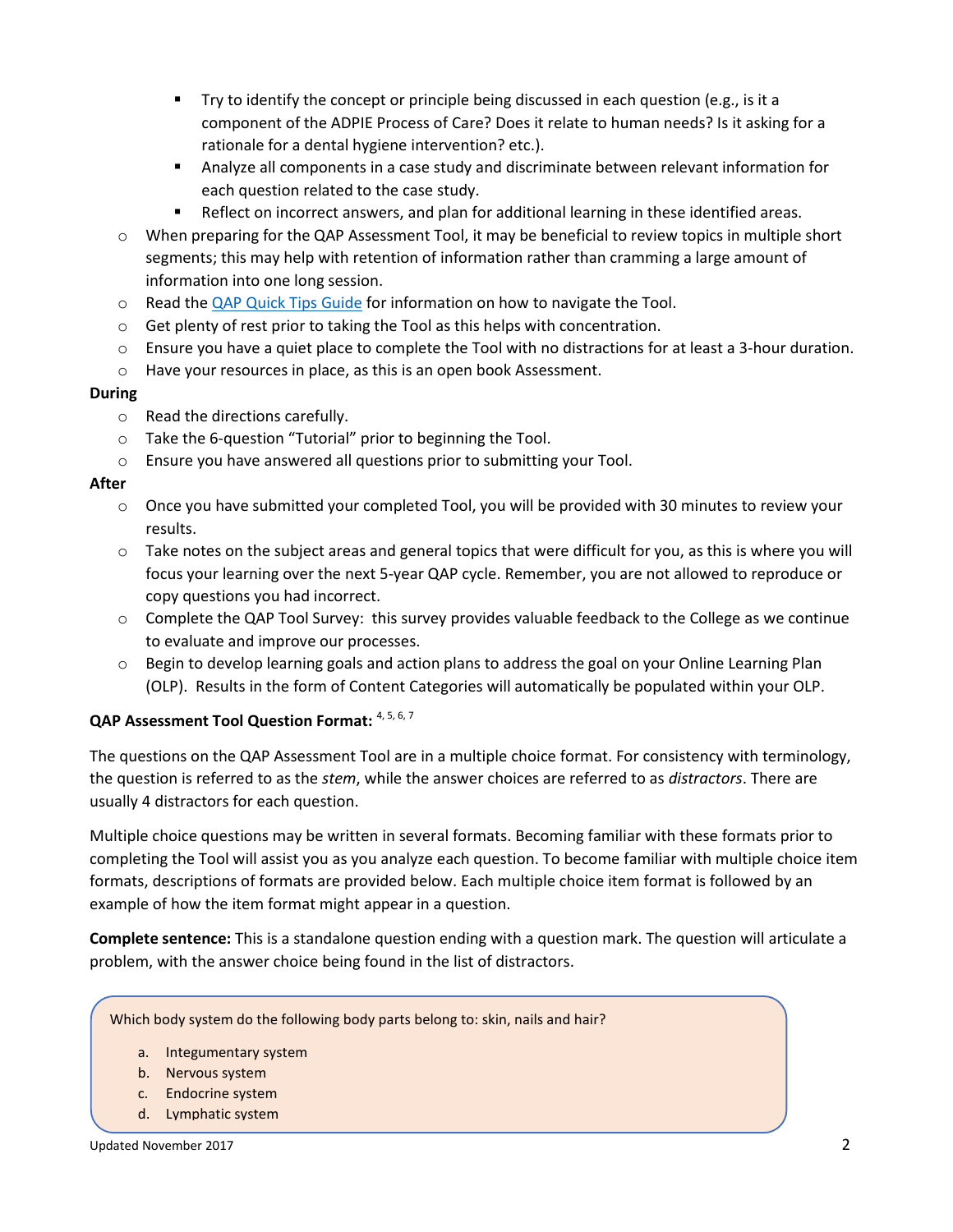- Try to identify the concept or principle being discussed in each question (e.g., is it a component of the ADPIE Process of Care? Does it relate to human needs? Is it asking for a rationale for a dental hygiene intervention? etc.).
    - Analyze all components in a case study and discriminate between relevant information for each question related to the case study.
    - Reflect on incorrect answers, and plan for additional learning in these identified areas.
  - When preparing for the QAP Assessment Tool, it may be beneficial to review topics in multiple short segments; this may help with retention of information rather than cramming a large amount of information into one long session.
  - Read the [QAP Quick Tips Guide] for information on how to navigate the Tool.
  - Get plenty of rest prior to taking the Tool as this helps with concentration.
  - Ensure you have a quiet place to complete the Tool with no distractions for at least a 3-hour duration.
  - Have your resources in place, as this is an open book Assessment.

**During**

  - Read the directions carefully.
  - Take the 6-question "Tutorial" prior to beginning the Tool.
  - Ensure you have answered all questions prior to submitting your Tool.

**After**

  - Once you have submitted your completed Tool, you will be provided with 30 minutes to review your results.
  - Take notes on the subject areas and general topics that were difficult for you, as this is where you will focus your learning over the next 5-year QAP cycle. Remember, you are not allowed to reproduce or copy questions you had incorrect.
  - Complete the QAP Tool Survey: this survey provides valuable feedback to the College as we continue to evaluate and improve our processes.
  - Begin to develop learning goals and action plans to address the goal on your Online Learning Plan (OLP). Results in the form of Content Categories will automatically be populated within your OLP.

**QAP Assessment Tool Question Format:** [4, 5, 6, 7]

The questions on the QAP Assessment Tool are in a multiple choice format. For consistency with terminology, the question is referred to as the *stem*, while the answer choices are referred to as *distractors*. There are usually 4 distractors for each question.

Multiple choice questions may be written in several formats. Becoming familiar with these formats prior to completing the Tool will assist you as you analyze each question. To become familiar with multiple choice item formats, descriptions of formats are provided below. Each multiple choice item format is followed by an example of how the item format might appear in a question.

**Complete sentence:** This is a standalone question ending with a question mark. The question will articulate a problem, with the answer choice being found in the list of distractors.

> Which body system do the following body parts belong to: skin, nails and hair?
>
> a. Integumentary system
> b. Nervous system
> c. Endocrine system
> d. Lymphatic system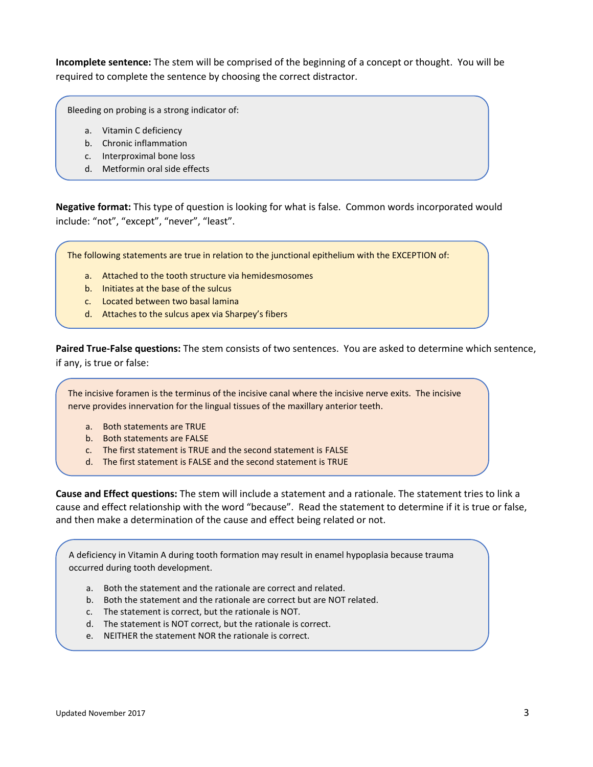**Incomplete sentence:** The stem will be comprised of the beginning of a concept or thought. You will be required to complete the sentence by choosing the correct distractor.

> Bleeding on probing is a strong indicator of:
>
> a. Vitamin C deficiency
> b. Chronic inflammation
> c. Interproximal bone loss
> d. Metformin oral side effects

**Negative format:** This type of question is looking for what is false. Common words incorporated would include: "not", "except", "never", "least".

> The following statements are true in relation to the junctional epithelium with the EXCEPTION of:
>
> a. Attached to the tooth structure via hemidesmosomes
> b. Initiates at the base of the sulcus
> c. Located between two basal lamina
> d. Attaches to the sulcus apex via Sharpey's fibers

**Paired True-False questions:** The stem consists of two sentences. You are asked to determine which sentence, if any, is true or false:

> The incisive foramen is the terminus of the incisive canal where the incisive nerve exits. The incisive nerve provides innervation for the lingual tissues of the maxillary anterior teeth.
>
> a. Both statements are TRUE
> b. Both statements are FALSE
> c. The first statement is TRUE and the second statement is FALSE
> d. The first statement is FALSE and the second statement is TRUE

**Cause and Effect questions:** The stem will include a statement and a rationale. The statement tries to link a cause and effect relationship with the word "because". Read the statement to determine if it is true or false, and then make a determination of the cause and effect being related or not.

> A deficiency in Vitamin A during tooth formation may result in enamel hypoplasia because trauma occurred during tooth development.
>
> a. Both the statement and the rationale are correct and related.
> b. Both the statement and the rationale are correct but are NOT related.
> c. The statement is correct, but the rationale is NOT.
> d. The statement is NOT correct, but the rationale is correct.
> e. NEITHER the statement NOR the rationale is correct.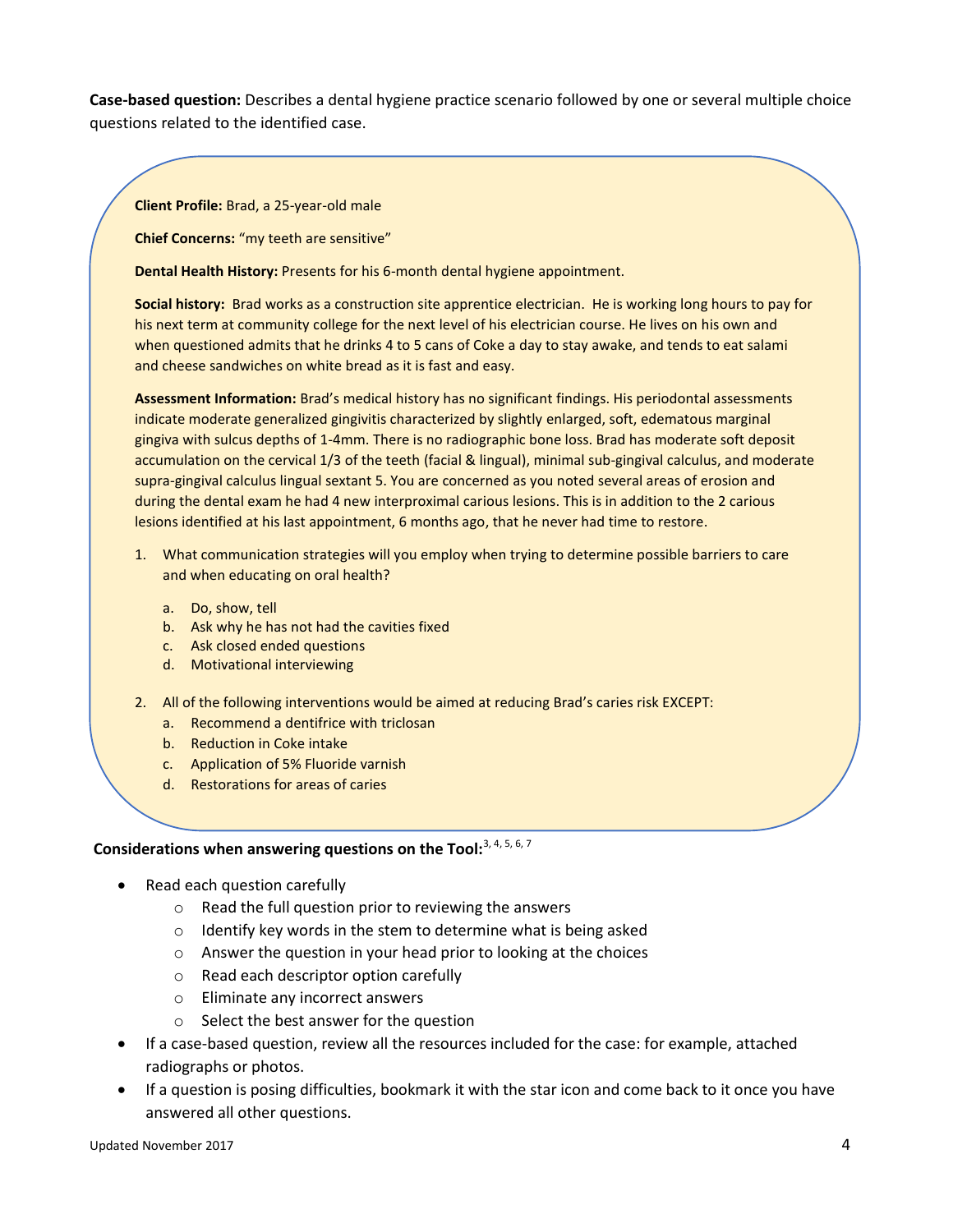**Case-based question:** Describes a dental hygiene practice scenario followed by one or several multiple choice questions related to the identified case.

**Client Profile:** Brad, a 25-year-old male

**Chief Concerns:** "my teeth are sensitive"

**Dental Health History:** Presents for his 6-month dental hygiene appointment.

**Social history:** Brad works as a construction site apprentice electrician. He is working long hours to pay for his next term at community college for the next level of his electrician course. He lives on his own and when questioned admits that he drinks 4 to 5 cans of Coke a day to stay awake, and tends to eat salami and cheese sandwiches on white bread as it is fast and easy.

**Assessment Information:** Brad's medical history has no significant findings. His periodontal assessments indicate moderate generalized gingivitis characterized by slightly enlarged, soft, edematous marginal gingiva with sulcus depths of 1-4mm. There is no radiographic bone loss. Brad has moderate soft deposit accumulation on the cervical 1/3 of the teeth (facial & lingual), minimal sub-gingival calculus, and moderate supra-gingival calculus lingual sextant 5. You are concerned as you noted several areas of erosion and during the dental exam he had 4 new interproximal carious lesions. This is in addition to the 2 carious lesions identified at his last appointment, 6 months ago, that he never had time to restore.

1. What communication strategies will you employ when trying to determine possible barriers to care and when educating on oral health?
   a. Do, show, tell
   b. Ask why he has not had the cavities fixed
   c. Ask closed ended questions
   d. Motivational interviewing

2. All of the following interventions would be aimed at reducing Brad's caries risk EXCEPT:
   a. Recommend a dentifrice with triclosan
   b. Reduction in Coke intake
   c. Application of 5% Fluoride varnish
   d. Restorations for areas of caries

**Considerations when answering questions on the Tool:**[3, 4, 5, 6, 7]

- Read each question carefully
  - Read the full question prior to reviewing the answers
  - Identify key words in the stem to determine what is being asked
  - Answer the question in your head prior to looking at the choices
  - Read each descriptor option carefully
  - Eliminate any incorrect answers
  - Select the best answer for the question
- If a case-based question, review all the resources included for the case: for example, attached radiographs or photos.
- If a question is posing difficulties, bookmark it with the star icon and come back to it once you have answered all other questions.

Updated November 2017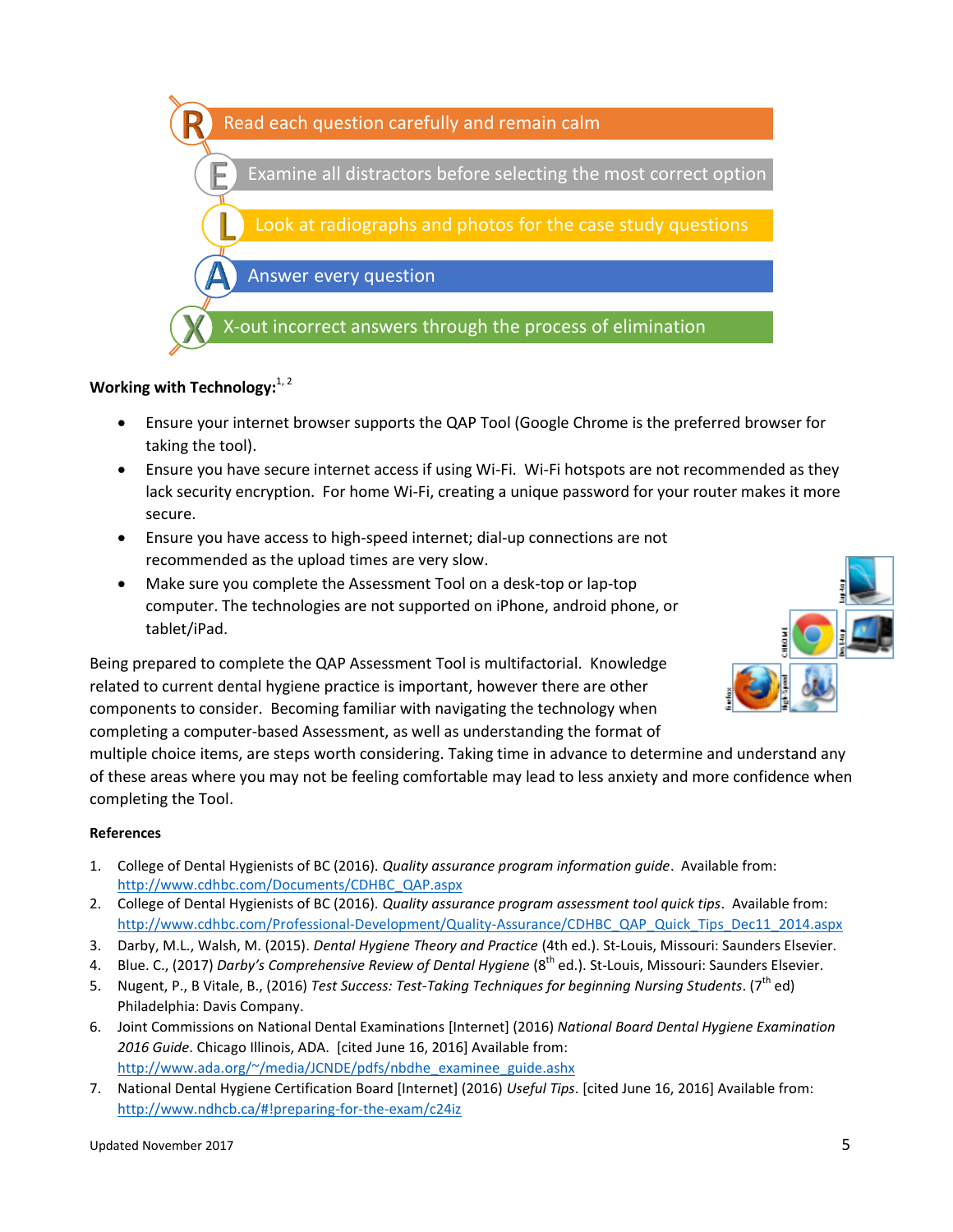**R** Read each question carefully and remain calm

**E** Examine all distractors before selecting the most correct option

**L** Look at radiographs and photos for the case study questions

**A** Answer every question

**X** X-out incorrect answers through the process of elimination

**Working with Technology:**[1, 2]

- Ensure your internet browser supports the QAP Tool (Google Chrome is the preferred browser for taking the tool).
- Ensure you have secure internet access if using Wi-Fi. Wi-Fi hotspots are not recommended as they lack security encryption. For home Wi-Fi, creating a unique password for your router makes it more secure.
- Ensure you have access to high-speed internet; dial-up connections are not recommended as the upload times are very slow.
- Make sure you complete the Assessment Tool on a desk-top or lap-top computer. The technologies are not supported on iPhone, android phone, or tablet/iPad.

Being prepared to complete the QAP Assessment Tool is multifactorial. Knowledge related to current dental hygiene practice is important, however there are other components to consider. Becoming familiar with navigating the technology when completing a computer-based Assessment, as well as understanding the format of multiple choice items, are steps worth considering. Taking time in advance to determine and understand any of these areas where you may not be feeling comfortable may lead to less anxiety and more confidence when completing the Tool.

**References**

1. College of Dental Hygienists of BC (2016). *Quality assurance program information guide*. Available from: http://www.cdhbc.com/Documents/CDHBC_QAP.aspx
2. College of Dental Hygienists of BC (2016). *Quality assurance program assessment tool quick tips*. Available from: http://www.cdhbc.com/Professional-Development/Quality-Assurance/CDHBC_QAP_Quick_Tips_Dec11_2014.aspx
3. Darby, M.L., Walsh, M. (2015). *Dental Hygiene Theory and Practice* (4th ed.). St-Louis, Missouri: Saunders Elsevier.
4. Blue. C., (2017) *Darby's Comprehensive Review of Dental Hygiene* (8th ed.). St-Louis, Missouri: Saunders Elsevier.
5. Nugent, P., B Vitale, B., (2016) *Test Success: Test-Taking Techniques for beginning Nursing Students*. (7th ed) Philadelphia: Davis Company.
6. Joint Commissions on National Dental Examinations [Internet] (2016) *National Board Dental Hygiene Examination 2016 Guide*. Chicago Illinois, ADA. [cited June 16, 2016] Available from: http://www.ada.org/~/media/JCNDE/pdfs/nbdhe_examinee_guide.ashx
7. National Dental Hygiene Certification Board [Internet] (2016) *Useful Tips*. [cited June 16, 2016] Available from: http://www.ndhcb.ca/#!preparing-for-the-exam/c24iz

Updated November 2017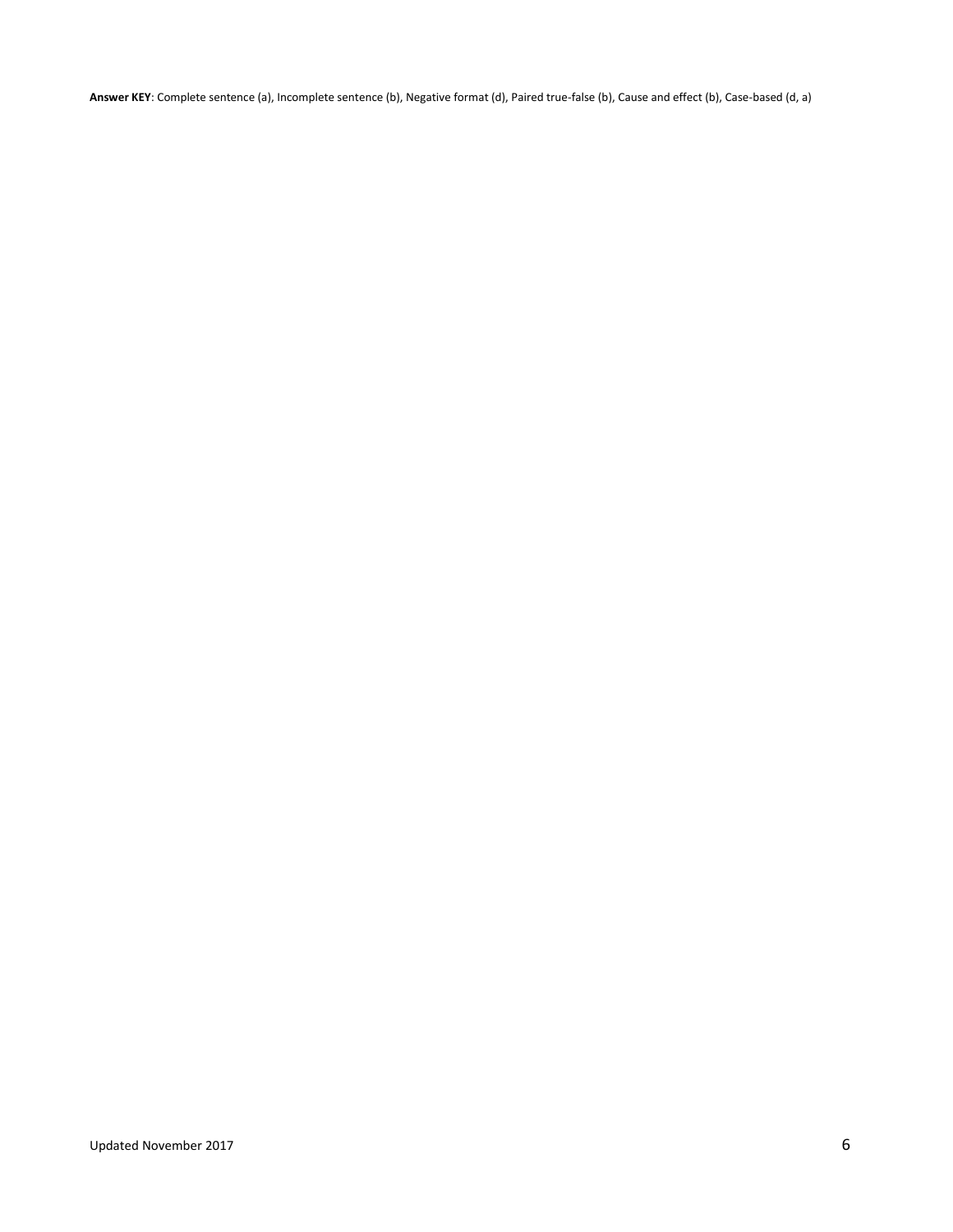**Answer KEY**: Complete sentence (a), Incomplete sentence (b), Negative format (d), Paired true-false (b), Cause and effect (b), Case-based (d, a)